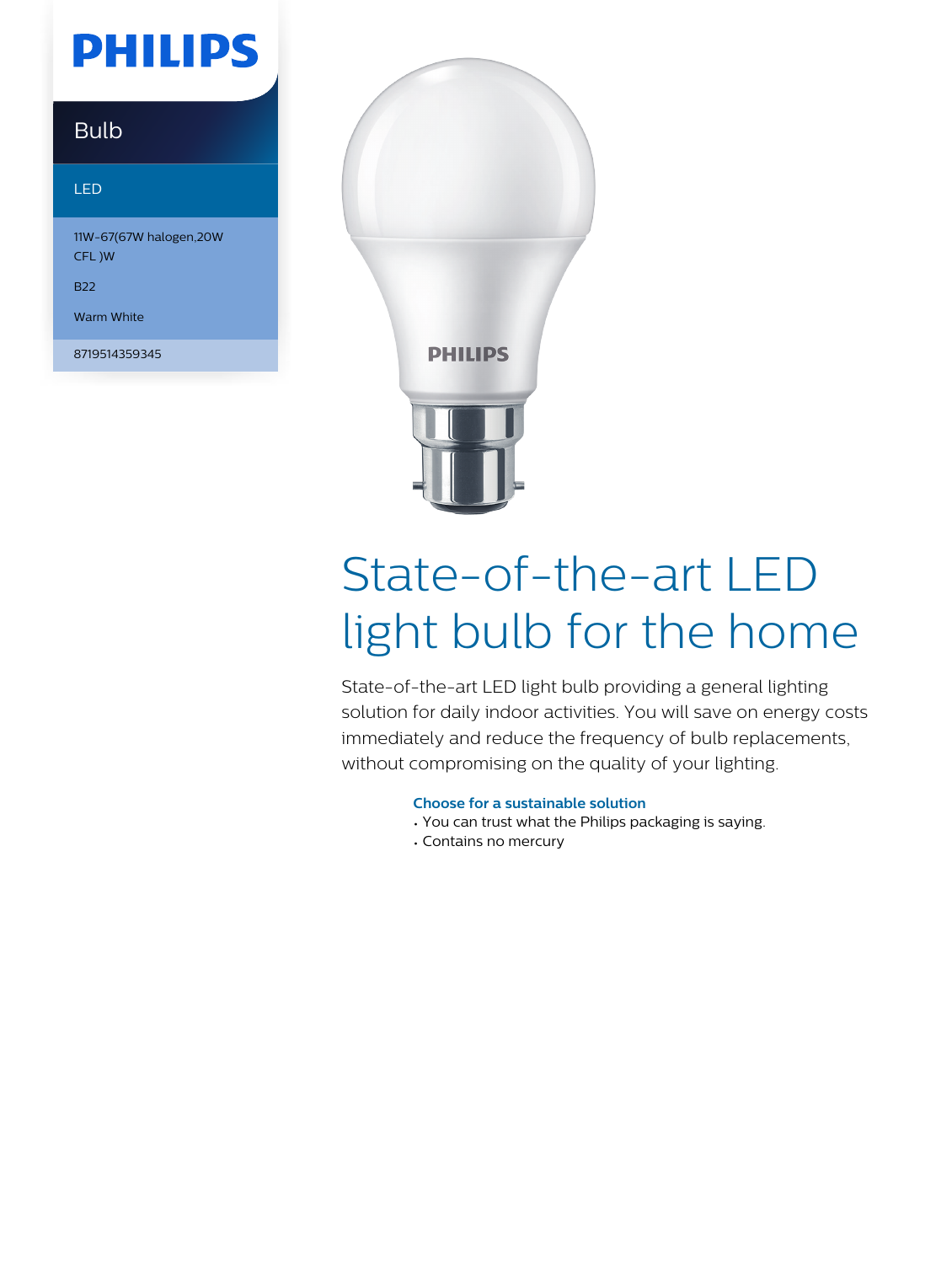PHILIPS

Bulb

LED

11W-67(67W halogen,20W CFL )W

B22

Warm White

8719514359345

# State-of-the-art LED light bulb for the home

State-of-the-art LED light bulb providing a general lighting solution for daily indoor activities. You will save on energy costs immediately and reduce the frequency of bulb replacements, without compromising on the quality of your lighting.

### Choose for a sustainable solution

- You can trust what the Philips packaging is saying.
- Contains no mercury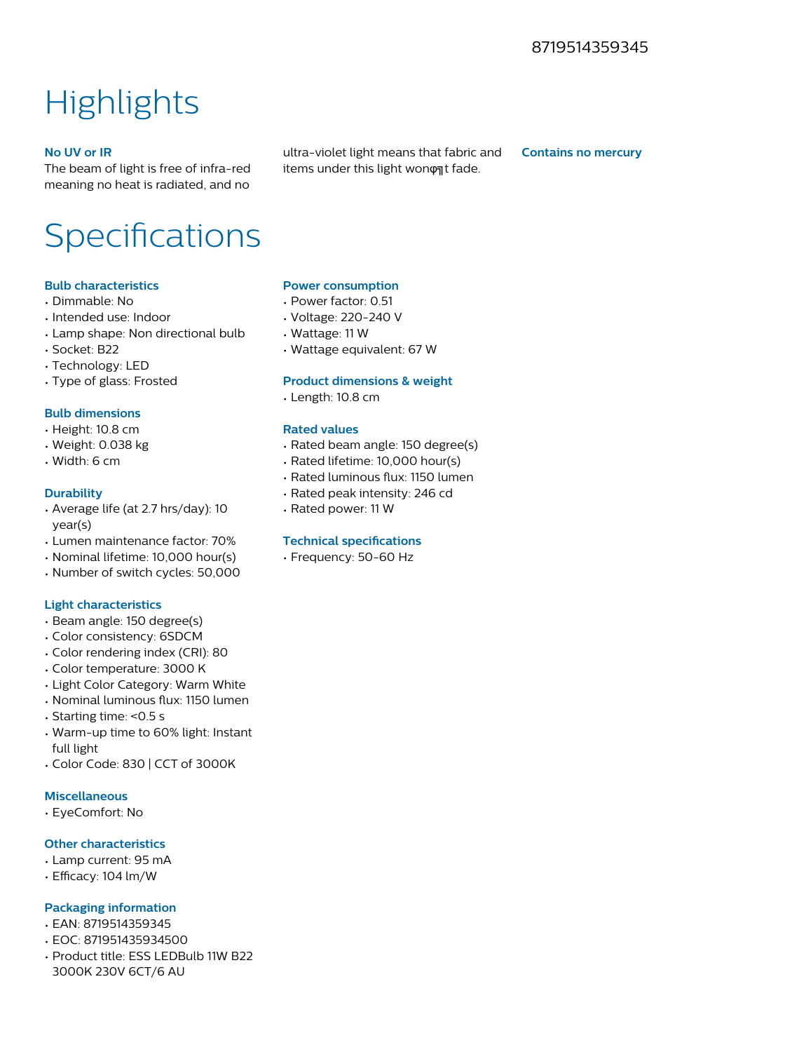8719514359345

# Highlights

### No UV or IR

The beam of light is free of infra-red meaning no heat is radiated, and no ultra-violet light means that fabric and items under this light wonφ╗t fade.

### Contains no mercury

# Specifications

### Bulb characteristics

- Dimmable: No
- Intended use: Indoor
- Lamp shape: Non directional bulb
- Socket: B22
- Technology: LED
- Type of glass: Frosted

### Bulb dimensions

- Height: 10.8 cm
- Weight: 0.038 kg
- Width: 6 cm

### Durability

- Average life (at 2.7 hrs/day): 10 year(s)
- Lumen maintenance factor: 70%
- Nominal lifetime: 10,000 hour(s)
- Number of switch cycles: 50,000

### Light characteristics

- Beam angle: 150 degree(s)
- Color consistency: 6SDCM
- Color rendering index (CRI): 80
- Color temperature: 3000 K
- Light Color Category: Warm White
- Nominal luminous flux: 1150 lumen
- Starting time: <0.5 s
- Warm-up time to 60% light: Instant full light
- Color Code: 830 | CCT of 3000K

### Miscellaneous

- EyeComfort: No

### Other characteristics

- Lamp current: 95 mA
- Efficacy: 104 lm/W

### Packaging information

- EAN: 8719514359345
- EOC: 871951435934500
- Product title: ESS LEDBulb 11W B22 3000K 230V 6CT/6 AU

### Power consumption

- Power factor: 0.51
- Voltage: 220-240 V
- Wattage: 11 W
- Wattage equivalent: 67 W

### Product dimensions & weight

- Length: 10.8 cm

### Rated values

- Rated beam angle: 150 degree(s)
- Rated lifetime: 10,000 hour(s)
- Rated luminous flux: 1150 lumen
- Rated peak intensity: 246 cd
- Rated power: 11 W

### Technical specifications

- Frequency: 50-60 Hz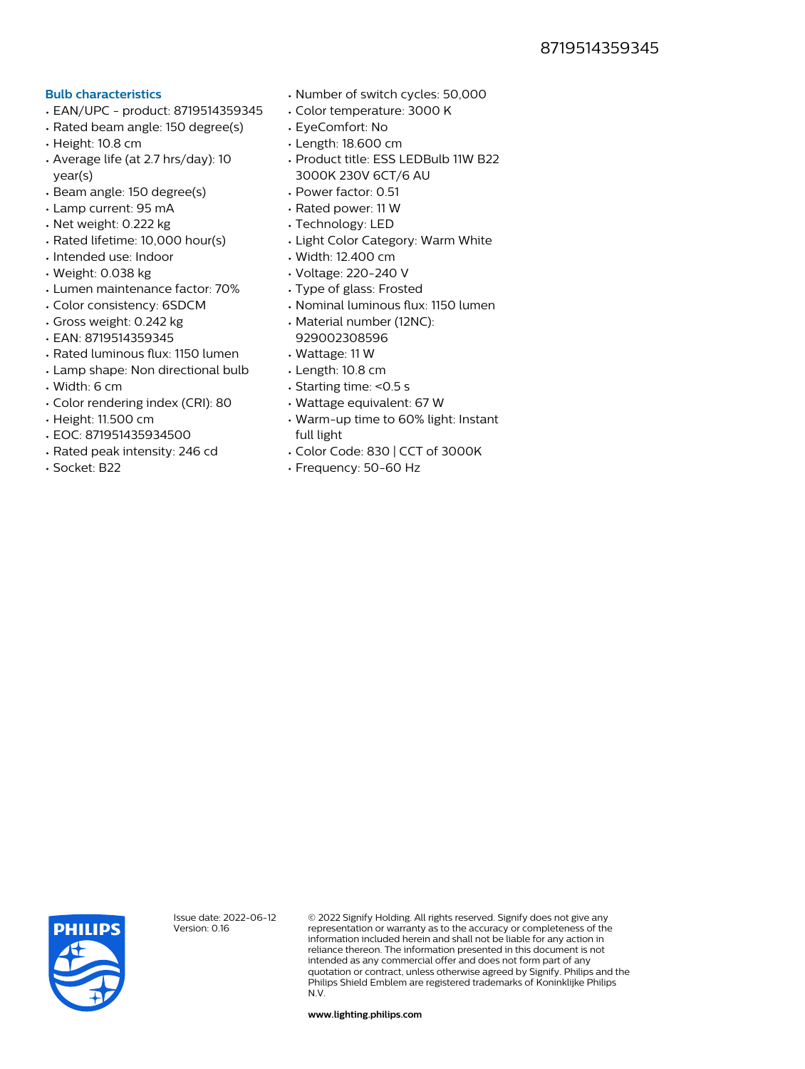8719514359345

### Bulb characteristics

- EAN/UPC - product: 8719514359345
- Rated beam angle: 150 degree(s)
- Height: 10.8 cm
- Average life (at 2.7 hrs/day): 10 year(s)
- Beam angle: 150 degree(s)
- Lamp current: 95 mA
- Net weight: 0.222 kg
- Rated lifetime: 10,000 hour(s)
- Intended use: Indoor
- Weight: 0.038 kg
- Lumen maintenance factor: 70%
- Color consistency: 6SDCM
- Gross weight: 0.242 kg
- EAN: 8719514359345
- Rated luminous flux: 1150 lumen
- Lamp shape: Non directional bulb
- Width: 6 cm
- Color rendering index (CRI): 80
- Height: 11.500 cm
- EOC: 871951435934500
- Rated peak intensity: 246 cd
- Socket: B22
- Number of switch cycles: 50,000
- Color temperature: 3000 K
- EyeComfort: No
- Length: 18.600 cm
- Product title: ESS LEDBulb 11W B22 3000K 230V 6CT/6 AU
- Power factor: 0.51
- Rated power: 11 W
- Technology: LED
- Light Color Category: Warm White
- Width: 12.400 cm
- Voltage: 220-240 V
- Type of glass: Frosted
- Nominal luminous flux: 1150 lumen
- Material number (12NC): 929002308596
- Wattage: 11 W
- Length: 10.8 cm
- Starting time: <0.5 s
- Wattage equivalent: 67 W
- Warm-up time to 60% light: Instant full light
- Color Code: 830 | CCT of 3000K
- Frequency: 50-60 Hz

Issue date: 2022-06-12
Version: 0.16

© 2022 Signify Holding. All rights reserved. Signify does not give any representation or warranty as to the accuracy or completeness of the information included herein and shall not be liable for any action in reliance thereon. The information presented in this document is not intended as any commercial offer and does not form part of any quotation or contract, unless otherwise agreed by Signify. Philips and the Philips Shield Emblem are registered trademarks of Koninklijke Philips N.V.

**www.lighting.philips.com**